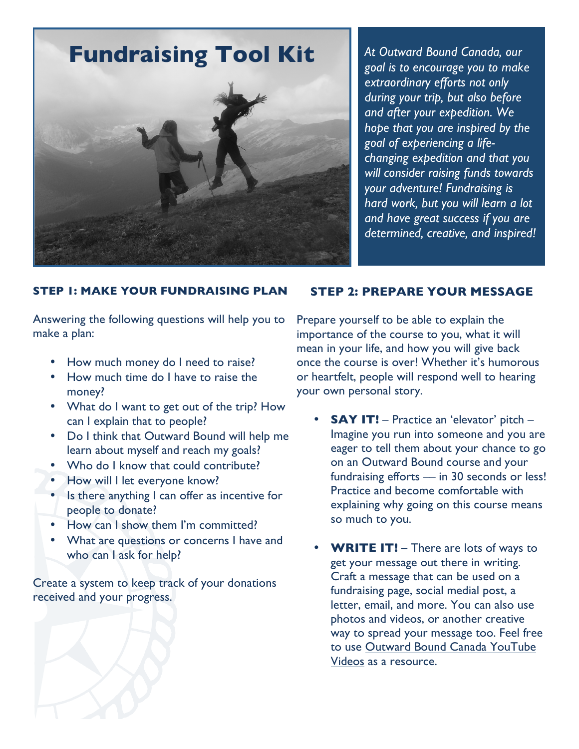# Fundraising Tool Kit

*At Outward Bound Canada, our goal is to encourage you to make extraordinary efforts not only during your trip, but also before and after your expedition. We hope that you are inspired by the goal of experiencing a life-changing expedition and that you will consider raising funds towards your adventure! Fundraising is hard work, but you will learn a lot and have great success if you are determined, creative, and inspired!*

## STEP 1: MAKE YOUR FUNDRAISING PLAN

Answering the following questions will help you to make a plan:

- How much money do I need to raise?
- How much time do I have to raise the money?
- What do I want to get out of the trip? How can I explain that to people?
- Do I think that Outward Bound will help me learn about myself and reach my goals?
- Who do I know that could contribute?
- How will I let everyone know?
- Is there anything I can offer as incentive for people to donate?
- How can I show them I'm committed?
- What are questions or concerns I have and who can I ask for help?

Create a system to keep track of your donations received and your progress.

## STEP 2: PREPARE YOUR MESSAGE

Prepare yourself to be able to explain the importance of the course to you, what it will mean in your life, and how you will give back once the course is over! Whether it's humorous or heartfelt, people will respond well to hearing your own personal story.

- **SAY IT!** – Practice an 'elevator' pitch – Imagine you run into someone and you are eager to tell them about your chance to go on an Outward Bound course and your fundraising efforts — in 30 seconds or less! Practice and become comfortable with explaining why going on this course means so much to you.

- **WRITE IT!** – There are lots of ways to get your message out there in writing. Craft a message that can be used on a fundraising page, social medial post, a letter, email, and more. You can also use photos and videos, or another creative way to spread your message too. Feel free to use Outward Bound Canada YouTube Videos as a resource.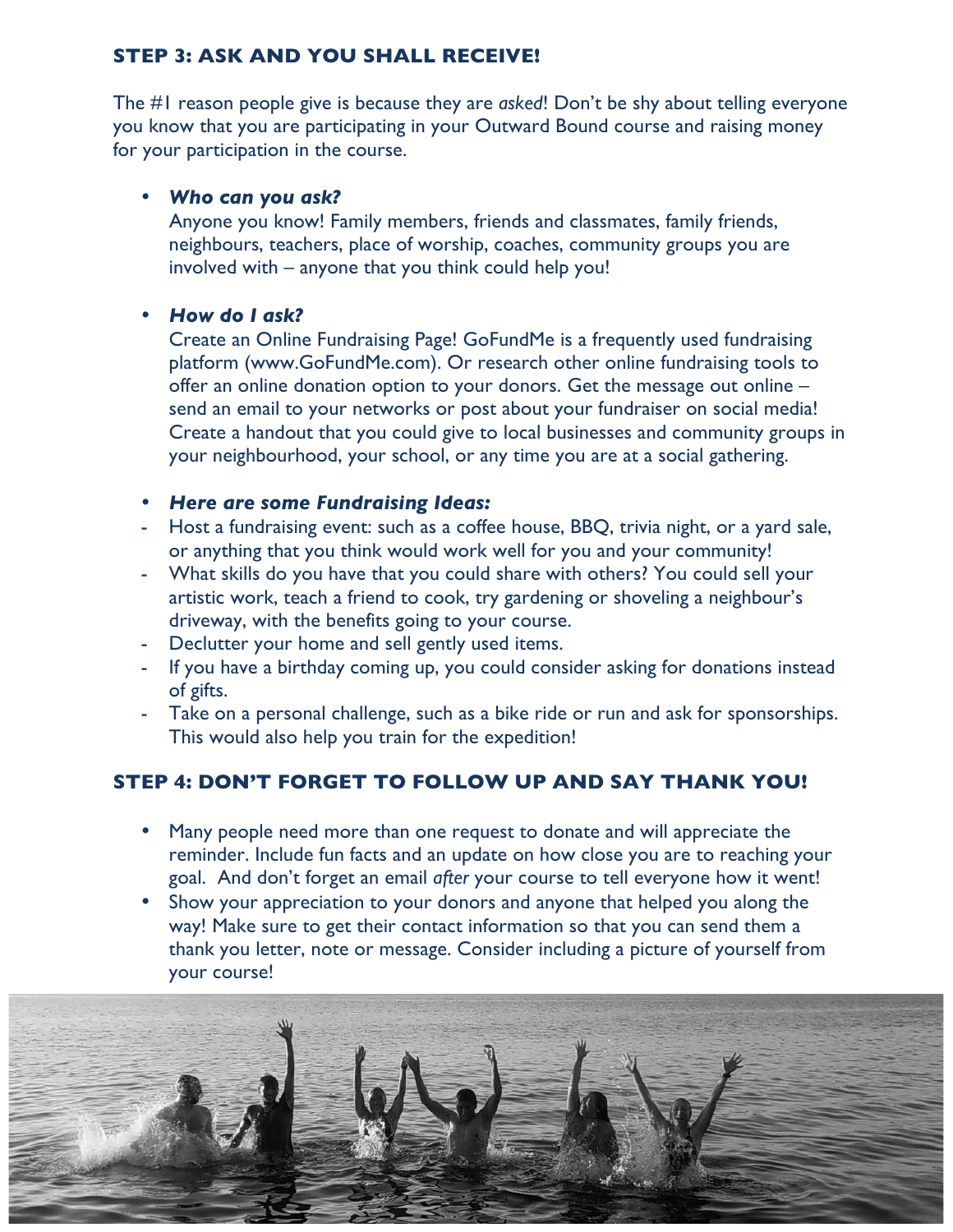## STEP 3: ASK AND YOU SHALL RECEIVE!

The #1 reason people give is because they are *asked*! Don't be shy about telling everyone you know that you are participating in your Outward Bound course and raising money for your participation in the course.

- ***Who can you ask?***
  Anyone you know! Family members, friends and classmates, family friends, neighbours, teachers, place of worship, coaches, community groups you are involved with – anyone that you think could help you!

- ***How do I ask?***
  Create an Online Fundraising Page! GoFundMe is a frequently used fundraising platform (www.GoFundMe.com). Or research other online fundraising tools to offer an online donation option to your donors. Get the message out online – send an email to your networks or post about your fundraiser on social media! Create a handout that you could give to local businesses and community groups in your neighbourhood, your school, or any time you are at a social gathering.

- ***Here are some Fundraising Ideas:***

- Host a fundraising event: such as a coffee house, BBQ, trivia night, or a yard sale, or anything that you think would work well for you and your community!
- What skills do you have that you could share with others? You could sell your artistic work, teach a friend to cook, try gardening or shoveling a neighbour's driveway, with the benefits going to your course.
- Declutter your home and sell gently used items.
- If you have a birthday coming up, you could consider asking for donations instead of gifts.
- Take on a personal challenge, such as a bike ride or run and ask for sponsorships. This would also help you train for the expedition!

## STEP 4: DON'T FORGET TO FOLLOW UP AND SAY THANK YOU!

- Many people need more than one request to donate and will appreciate the reminder. Include fun facts and an update on how close you are to reaching your goal. And don't forget an email *after* your course to tell everyone how it went!
- Show your appreciation to your donors and anyone that helped you along the way! Make sure to get their contact information so that you can send them a thank you letter, note or message. Consider including a picture of yourself from your course!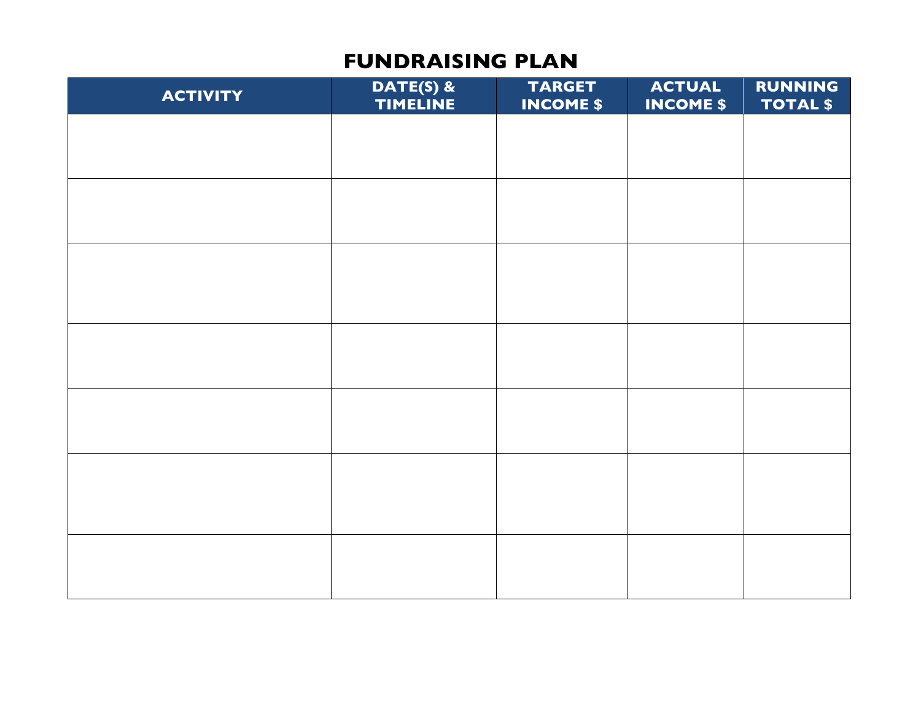# FUNDRAISING PLAN

| ACTIVITY | DATE(S) & TIMELINE | TARGET INCOME $ | ACTUAL INCOME $ | RUNNING TOTAL $ |
|---|---|---|---|---|
| | | | | |
| | | | | |
| | | | | |
| | | | | |
| | | | | |
| | | | | |
| | | | | |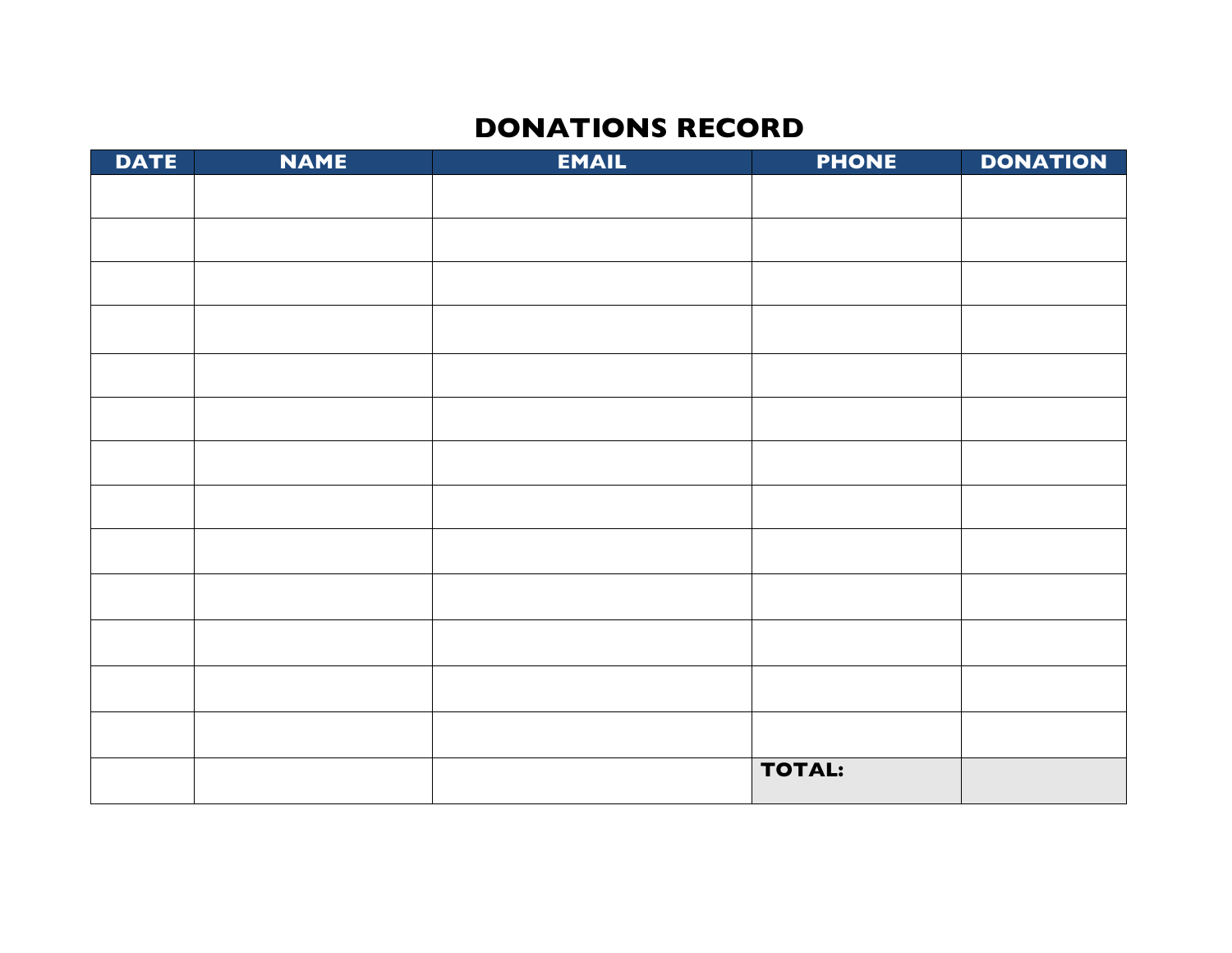# DONATIONS RECORD

| DATE | NAME | EMAIL | PHONE | DONATION |
|---|---|---|---|---|
| | | | | |
| | | | | |
| | | | | |
| | | | | |
| | | | | |
| | | | | |
| | | | | |
| | | | | |
| | | | | |
| | | | | |
| | | | | |
| | | | | |
| | | | | |
| | | | **TOTAL:** | |